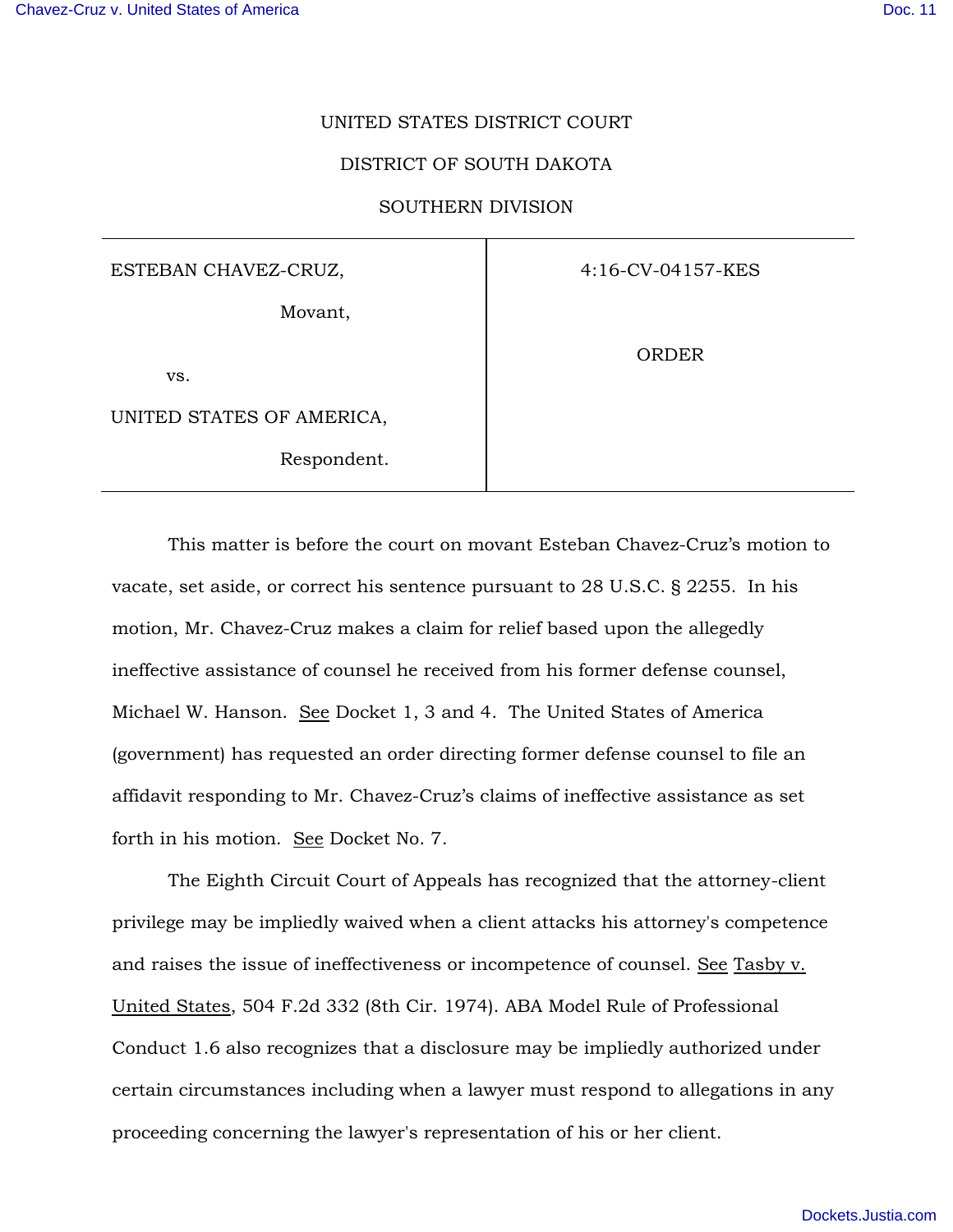UNITED STATES DISTRICT COURT

DISTRICT OF SOUTH DAKOTA

SOUTHERN DIVISION

| | |
|---|---|
| ESTEBAN CHAVEZ-CRUZ, Movant, vs. UNITED STATES OF AMERICA, Respondent. | 4:16-CV-04157-KES ORDER |

This matter is before the court on movant Esteban Chavez-Cruz's motion to vacate, set aside, or correct his sentence pursuant to 28 U.S.C. § 2255. In his motion, Mr. Chavez-Cruz makes a claim for relief based upon the allegedly ineffective assistance of counsel he received from his former defense counsel, Michael W. Hanson. See Docket 1, 3 and 4. The United States of America (government) has requested an order directing former defense counsel to file an affidavit responding to Mr. Chavez-Cruz's claims of ineffective assistance as set forth in his motion. See Docket No. 7.

The Eighth Circuit Court of Appeals has recognized that the attorney-client privilege may be impliedly waived when a client attacks his attorney's competence and raises the issue of ineffectiveness or incompetence of counsel. See Tasby v. United States, 504 F.2d 332 (8th Cir. 1974). ABA Model Rule of Professional Conduct 1.6 also recognizes that a disclosure may be impliedly authorized under certain circumstances including when a lawyer must respond to allegations in any proceeding concerning the lawyer's representation of his or her client.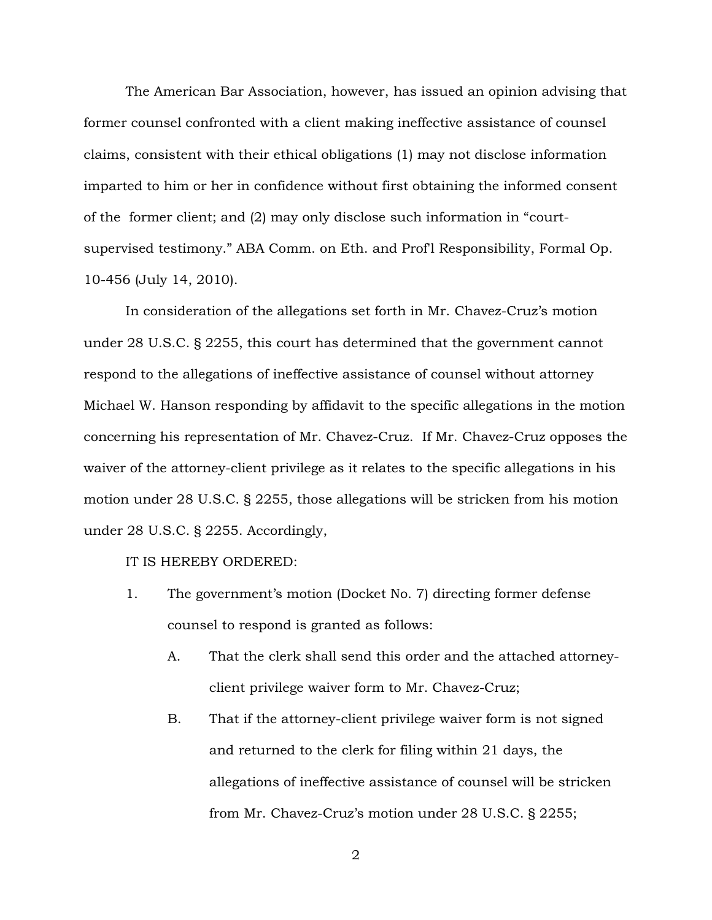The American Bar Association, however, has issued an opinion advising that former counsel confronted with a client making ineffective assistance of counsel claims, consistent with their ethical obligations (1) may not disclose information imparted to him or her in confidence without first obtaining the informed consent of the former client; and (2) may only disclose such information in "court-supervised testimony." ABA Comm. on Eth. and Prof'l Responsibility, Formal Op. 10-456 (July 14, 2010).

In consideration of the allegations set forth in Mr. Chavez-Cruz's motion under 28 U.S.C. § 2255, this court has determined that the government cannot respond to the allegations of ineffective assistance of counsel without attorney Michael W. Hanson responding by affidavit to the specific allegations in the motion concerning his representation of Mr. Chavez-Cruz. If Mr. Chavez-Cruz opposes the waiver of the attorney-client privilege as it relates to the specific allegations in his motion under 28 U.S.C. § 2255, those allegations will be stricken from his motion under 28 U.S.C. § 2255. Accordingly,

IT IS HEREBY ORDERED:

1. The government's motion (Docket No. 7) directing former defense counsel to respond is granted as follows:

   A. That the clerk shall send this order and the attached attorney-client privilege waiver form to Mr. Chavez-Cruz;

   B. That if the attorney-client privilege waiver form is not signed and returned to the clerk for filing within 21 days, the allegations of ineffective assistance of counsel will be stricken from Mr. Chavez-Cruz's motion under 28 U.S.C. § 2255;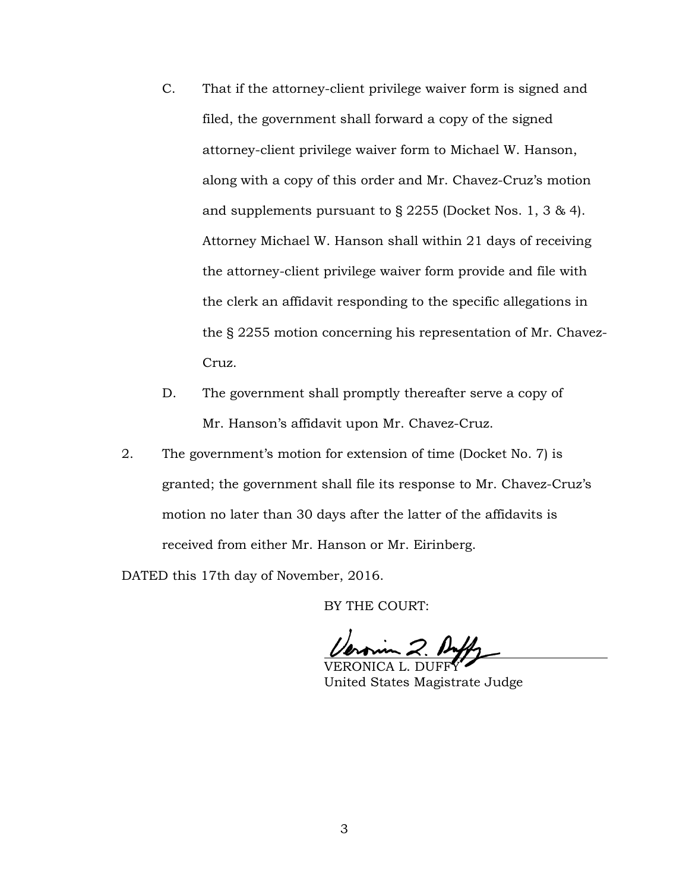C. That if the attorney-client privilege waiver form is signed and filed, the government shall forward a copy of the signed attorney-client privilege waiver form to Michael W. Hanson, along with a copy of this order and Mr. Chavez-Cruz's motion and supplements pursuant to § 2255 (Docket Nos. 1, 3 & 4). Attorney Michael W. Hanson shall within 21 days of receiving the attorney-client privilege waiver form provide and file with the clerk an affidavit responding to the specific allegations in the § 2255 motion concerning his representation of Mr. Chavez-Cruz.

D. The government shall promptly thereafter serve a copy of Mr. Hanson's affidavit upon Mr. Chavez-Cruz.

2. The government's motion for extension of time (Docket No. 7) is granted; the government shall file its response to Mr. Chavez-Cruz's motion no later than 30 days after the latter of the affidavits is received from either Mr. Hanson or Mr. Eirinberg.

DATED this 17th day of November, 2016.

BY THE COURT:

VERONICA L. DUFFY
United States Magistrate Judge